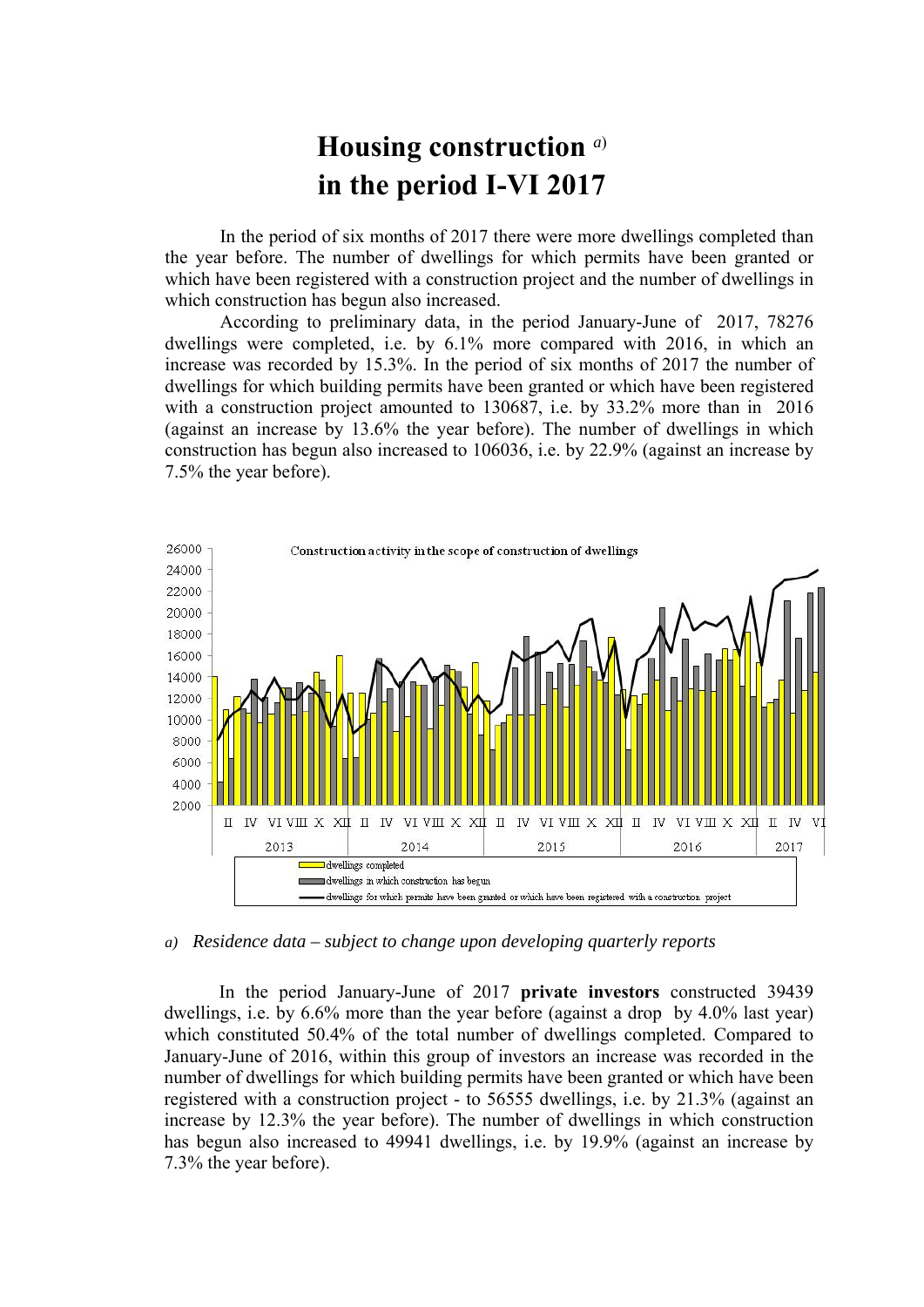# Housing construction [a] in the period I-VI 2017

In the period of six months of 2017 there were more dwellings completed than the year before. The number of dwellings for which permits have been granted or which have been registered with a construction project and the number of dwellings in which construction has begun also increased.

According to preliminary data, in the period January-June of 2017, 78276 dwellings were completed, i.e. by 6.1% more compared with 2016, in which an increase was recorded by 15.3%. In the period of six months of 2017 the number of dwellings for which building permits have been granted or which have been registered with a construction project amounted to 130687, i.e. by 33.2% more than in 2016 (against an increase by 13.6% the year before). The number of dwellings in which construction has begun also increased to 106036, i.e. by 22.9% (against an increase by 7.5% the year before).

Construction activity in the scope of construction of dwellings

*a) Residence data – subject to change upon developing quarterly reports*

In the period January-June of 2017 **private investors** constructed 39439 dwellings, i.e. by 6.6% more than the year before (against a drop by 4.0% last year) which constituted 50.4% of the total number of dwellings completed. Compared to January-June of 2016, within this group of investors an increase was recorded in the number of dwellings for which building permits have been granted or which have been registered with a construction project - to 56555 dwellings, i.e. by 21.3% (against an increase by 12.3% the year before). The number of dwellings in which construction has begun also increased to 49941 dwellings, i.e. by 19.9% (against an increase by 7.3% the year before).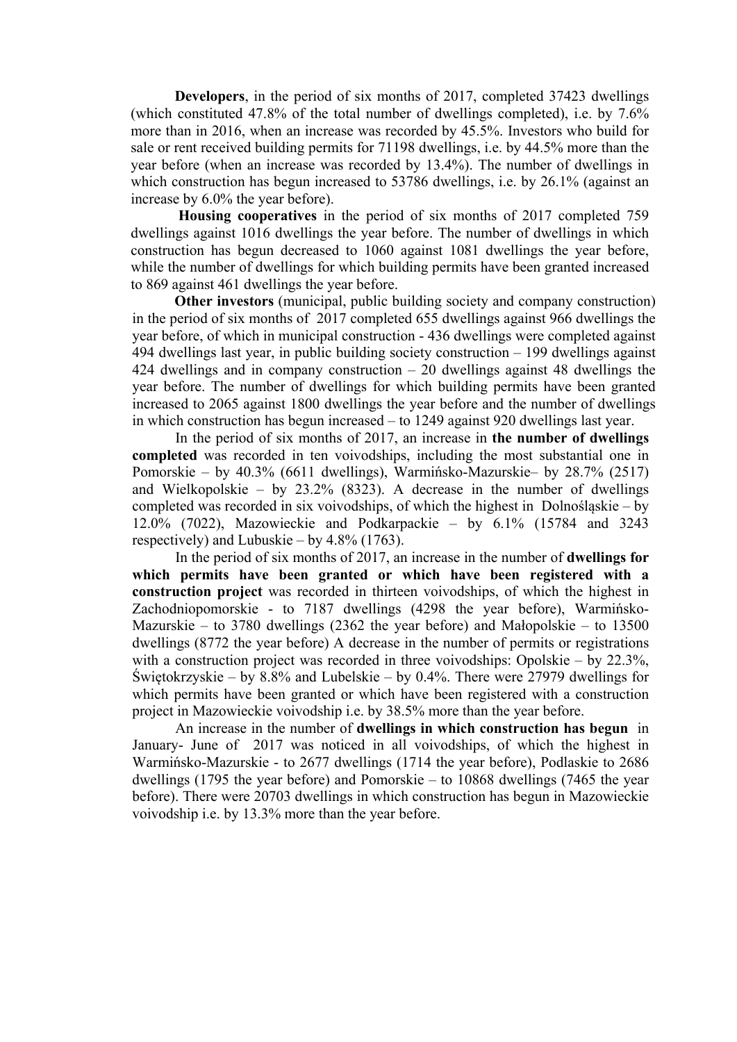**Developers**, in the period of six months of 2017, completed 37423 dwellings (which constituted 47.8% of the total number of dwellings completed), i.e. by 7.6% more than in 2016, when an increase was recorded by 45.5%. Investors who build for sale or rent received building permits for 71198 dwellings, i.e. by 44.5% more than the year before (when an increase was recorded by 13.4%). The number of dwellings in which construction has begun increased to 53786 dwellings, i.e. by 26.1% (against an increase by 6.0% the year before).

**Housing cooperatives** in the period of six months of 2017 completed 759 dwellings against 1016 dwellings the year before. The number of dwellings in which construction has begun decreased to 1060 against 1081 dwellings the year before, while the number of dwellings for which building permits have been granted increased to 869 against 461 dwellings the year before.

**Other investors** (municipal, public building society and company construction) in the period of six months of 2017 completed 655 dwellings against 966 dwellings the year before, of which in municipal construction - 436 dwellings were completed against 494 dwellings last year, in public building society construction – 199 dwellings against 424 dwellings and in company construction – 20 dwellings against 48 dwellings the year before. The number of dwellings for which building permits have been granted increased to 2065 against 1800 dwellings the year before and the number of dwellings in which construction has begun increased – to 1249 against 920 dwellings last year.

In the period of six months of 2017, an increase in **the number of dwellings completed** was recorded in ten voivodships, including the most substantial one in Pomorskie – by 40.3% (6611 dwellings), Warmińsko-Mazurskie– by 28.7% (2517) and Wielkopolskie – by 23.2% (8323). A decrease in the number of dwellings completed was recorded in six voivodships, of which the highest in Dolnośląskie – by 12.0% (7022), Mazowieckie and Podkarpackie – by 6.1% (15784 and 3243 respectively) and Lubuskie – by 4.8% (1763).

In the period of six months of 2017, an increase in the number of **dwellings for which permits have been granted or which have been registered with a construction project** was recorded in thirteen voivodships, of which the highest in Zachodniopomorskie - to 7187 dwellings (4298 the year before), Warmińsko-Mazurskie – to 3780 dwellings (2362 the year before) and Małopolskie – to 13500 dwellings (8772 the year before) A decrease in the number of permits or registrations with a construction project was recorded in three voivodships: Opolskie – by 22.3%, Świętokrzyskie – by 8.8% and Lubelskie – by 0.4%. There were 27979 dwellings for which permits have been granted or which have been registered with a construction project in Mazowieckie voivodship i.e. by 38.5% more than the year before.

An increase in the number of **dwellings in which construction has begun** in January- June of 2017 was noticed in all voivodships, of which the highest in Warmińsko-Mazurskie - to 2677 dwellings (1714 the year before), Podlaskie to 2686 dwellings (1795 the year before) and Pomorskie – to 10868 dwellings (7465 the year before). There were 20703 dwellings in which construction has begun in Mazowieckie voivodship i.e. by 13.3% more than the year before.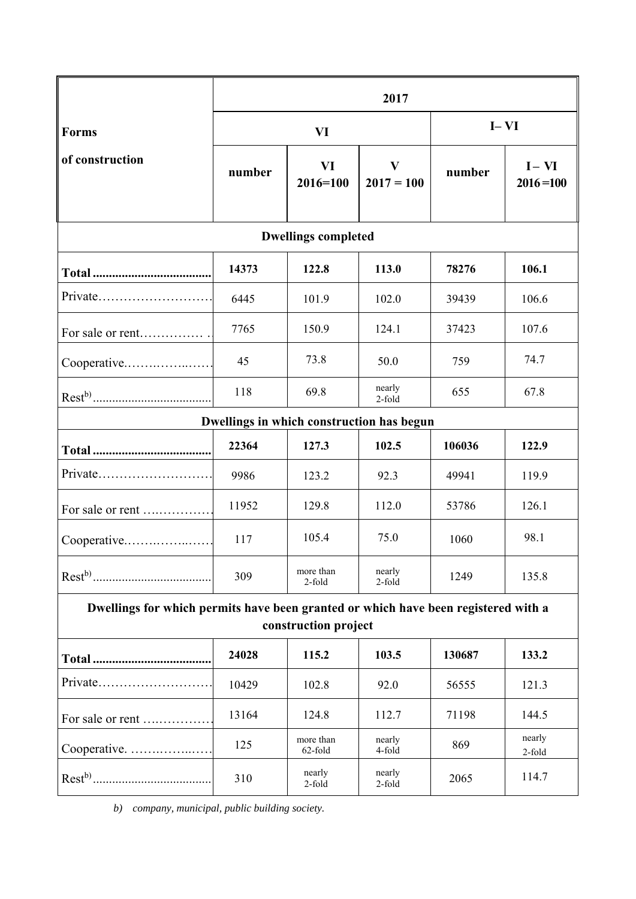| Forms of construction | 2017 | | | | |
|---|---|---|---|---|---|
| | VI | | | I– VI | |
| | number | VI 2016=100 | V 2017 = 100 | number | I – VI 2016 =100 |
| **Dwellings completed** | | | | | |
| **Total** | **14373** | **122.8** | **113.0** | **78276** | **106.1** |
| Private | 6445 | 101.9 | 102.0 | 39439 | 106.6 |
| For sale or rent | 7765 | 150.9 | 124.1 | 37423 | 107.6 |
| Cooperative | 45 | 73.8 | 50.0 | 759 | 74.7 |
| Rest[b)] | 118 | 69.8 | nearly 2-fold | 655 | 67.8 |
| **Dwellings in which construction has begun** | | | | | |
| **Total** | **22364** | **127.3** | **102.5** | **106036** | **122.9** |
| Private | 9986 | 123.2 | 92.3 | 49941 | 119.9 |
| For sale or rent | 11952 | 129.8 | 112.0 | 53786 | 126.1 |
| Cooperative | 117 | 105.4 | 75.0 | 1060 | 98.1 |
| Rest[b)] | 309 | more than 2-fold | nearly 2-fold | 1249 | 135.8 |
| **Dwellings for which permits have been granted or which have been registered with a construction project** | | | | | |
| **Total** | **24028** | **115.2** | **103.5** | **130687** | **133.2** |
| Private | 10429 | 102.8 | 92.0 | 56555 | 121.3 |
| For sale or rent | 13164 | 124.8 | 112.7 | 71198 | 144.5 |
| Cooperative | 125 | more than 62-fold | nearly 4-fold | 869 | nearly 2-fold |
| Rest[b)] | 310 | nearly 2-fold | nearly 2-fold | 2065 | 114.7 |

*b) company, municipal, public building society.*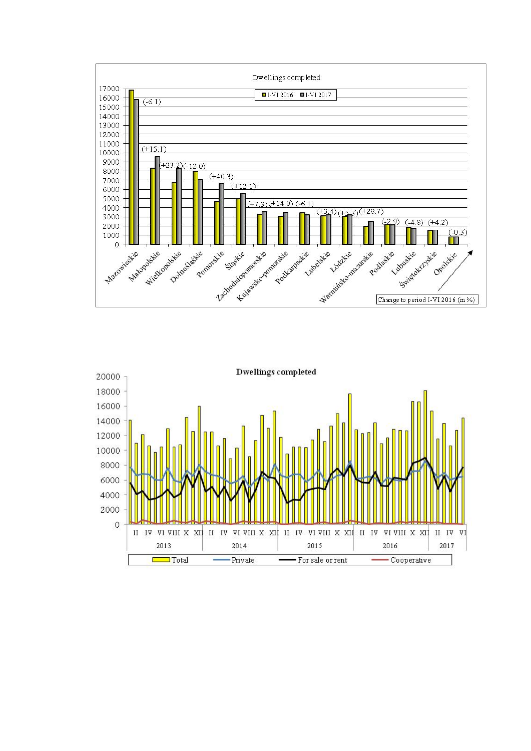**Dwellings completed**

I-VI 2016 | I-VI 2017

| Voivodship | Change to period I-VI 2016 (in %) |
|---|---|
| Mazowieckie | (-6.1) |
| Małopolskie | (+15.1) |
| Wielkopolskie | (+23.2) |
| Dolnośląskie | (-12.0) |
| Pomorskie | (+40.3) |
| Śląskie | (+12.1) |
| Zachodniopomorskie | (+7.3) |
| Kujawsko-pomorskie | (+14.0) |
| Podkarpackie | (-6.1) |
| Lubelskie | (+3.4) |
| Łódzkie | (+5.3) |
| Warmińsko-mazurskie | (+28.7) |
| Podlaskie | (-2.9) |
| Lubuskie | (-4.8) |
| Świętokrzyskie | (+4.2) |
| Opolskie | (-0.3) |

**Dwellings completed**

Total | Private | For sale or rent | Cooperative

2013, 2014, 2015, 2016, 2017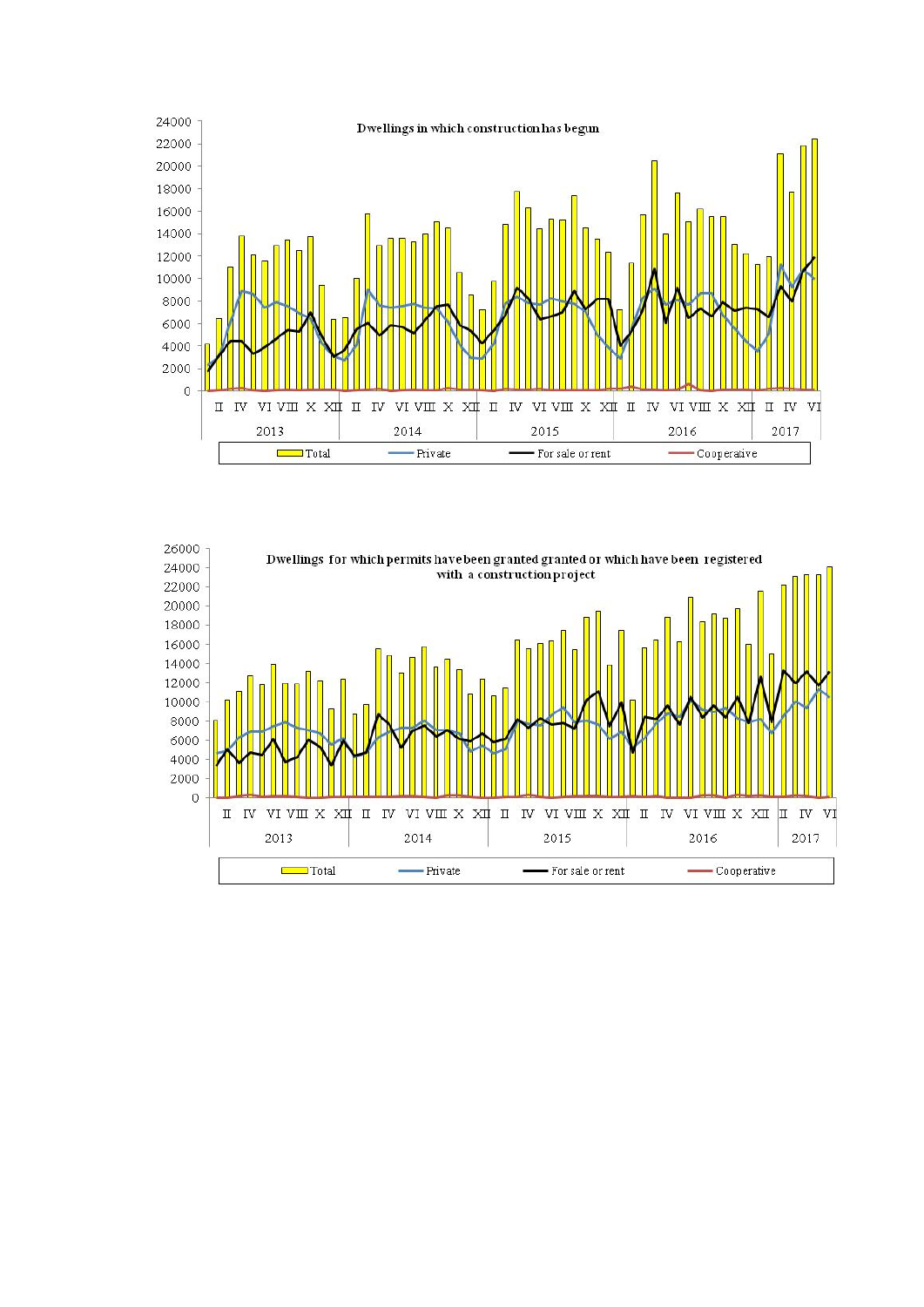Dwellings in which construction has begun

24000
22000
20000
18000
16000
14000
12000
10000
8000
6000
4000
2000
0

II IV VI VIII X XII II IV VI VIII X XII II IV VI VIII X XII II IV VI VIII X XII II IV VI

2013 2014 2015 2016 2017

Total Private For sale or rent Cooperative

Dwellings for which permits have been granted granted or which have been registered with a construction project

26000
24000
22000
20000
18000
16000
14000
12000
10000
8000
6000
4000
2000
0

II IV VI VIII X XII II IV VI VIII X XII II IV VI VIII X XII II IV VI VIII X XII II IV VI

2013 2014 2015 2016 2017

Total Private For sale or rent Cooperative